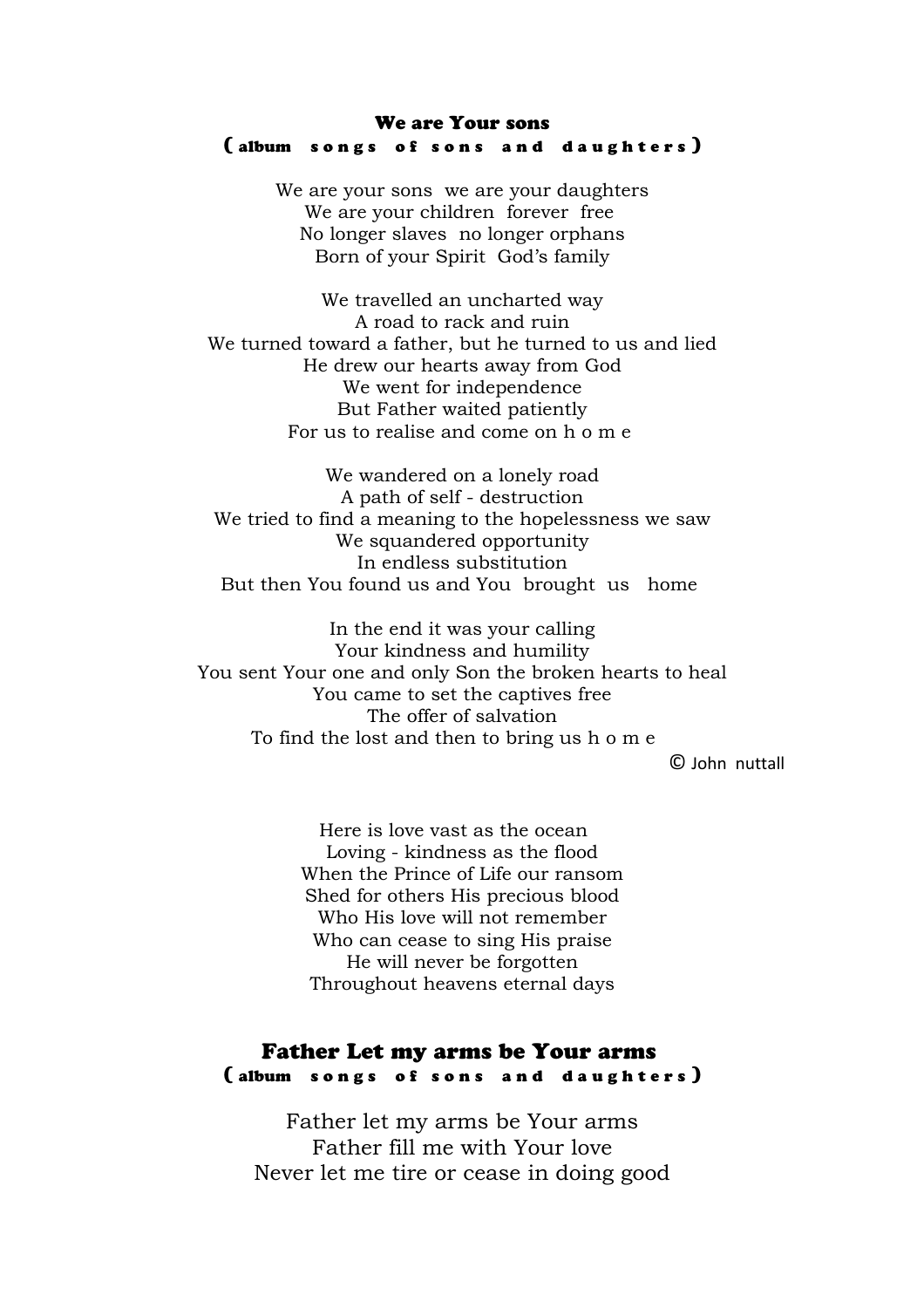## We are Your sons

(album songs of sons and daughters)

We are your sons we are your daughters
We are your children forever free
No longer slaves no longer orphans
Born of your Spirit God's family

We travelled an uncharted way
A road to rack and ruin
We turned toward a father, but he turned to us and lied
He drew our hearts away from God
We went for independence
But Father waited patiently
For us to realise and come on h o m e

We wandered on a lonely road
A path of self - destruction
We tried to find a meaning to the hopelessness we saw
We squandered opportunity
In endless substitution
But then You found us and You brought us home

In the end it was your calling
Your kindness and humility
You sent Your one and only Son the broken hearts to heal
You came to set the captives free
The offer of salvation
To find the lost and then to bring us h o m e

© John nuttall

Here is love vast as the ocean
Loving - kindness as the flood
When the Prince of Life our ransom
Shed for others His precious blood
Who His love will not remember
Who can cease to sing His praise
He will never be forgotten
Throughout heavens eternal days

## Father Let my arms be Your arms

(album songs of sons and daughters)

Father let my arms be Your arms
Father fill me with Your love
Never let me tire or cease in doing good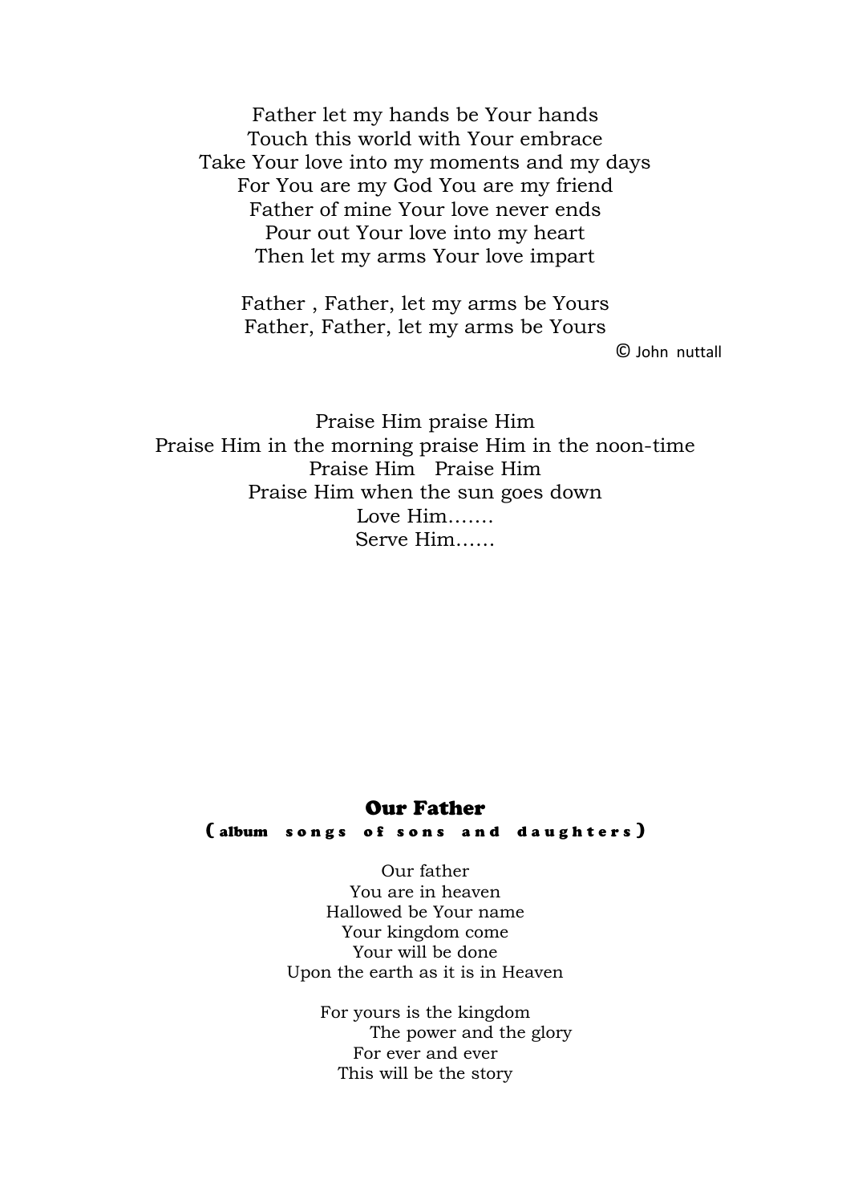Father let my hands be Your hands
Touch this world with Your embrace
Take Your love into my moments and my days
For You are my God You are my friend
Father of mine Your love never ends
Pour out Your love into my heart
Then let my arms Your love impart

Father , Father, let my arms be Yours
Father, Father, let my arms be Yours

© John nuttall

Praise Him praise Him
Praise Him in the morning praise Him in the noon-time
Praise Him Praise Him
Praise Him when the sun goes down
Love Him…….
Serve Him……

## Our Father

**( album songs of sons and daughters )**

Our father
You are in heaven
Hallowed be Your name
Your kingdom come
Your will be done
Upon the earth as it is in Heaven

For yours is the kingdom
The power and the glory
For ever and ever
This will be the story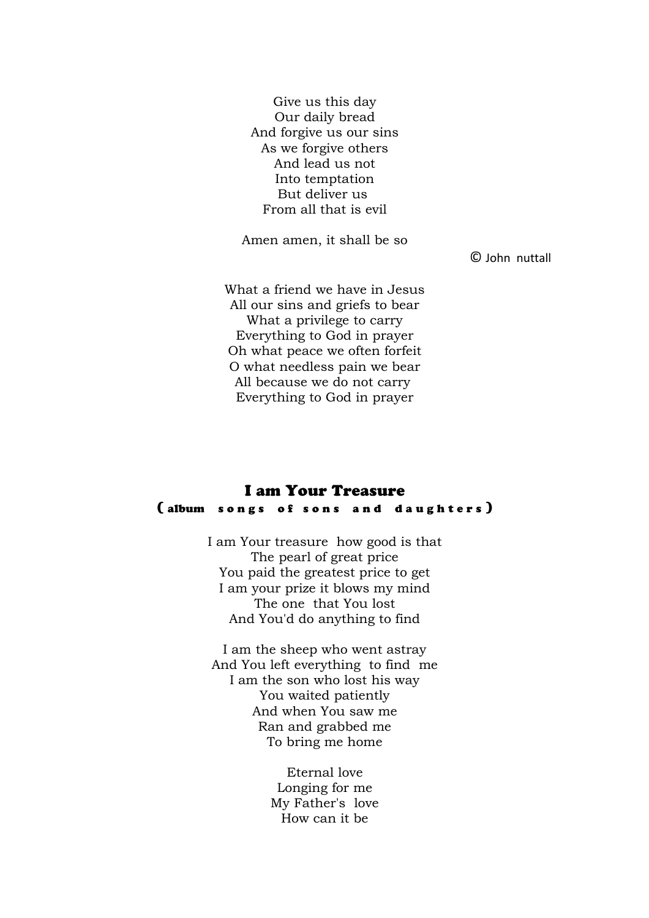Give us this day
Our daily bread
And forgive us our sins
As we forgive others
And lead us not
Into temptation
But deliver us
From all that is evil

Amen amen, it shall be so

© John nuttall

What a friend we have in Jesus
All our sins and griefs to bear
What a privilege to carry
Everything to God in prayer
Oh what peace we often forfeit
O what needless pain we bear
All because we do not carry
Everything to God in prayer

## I am Your Treasure

**( album songs of sons and daughters )**

I am Your treasure how good is that
The pearl of great price
You paid the greatest price to get
I am your prize it blows my mind
The one that You lost
And You'd do anything to find

I am the sheep who went astray
And You left everything to find me
I am the son who lost his way
You waited patiently
And when You saw me
Ran and grabbed me
To bring me home

Eternal love
Longing for me
My Father's love
How can it be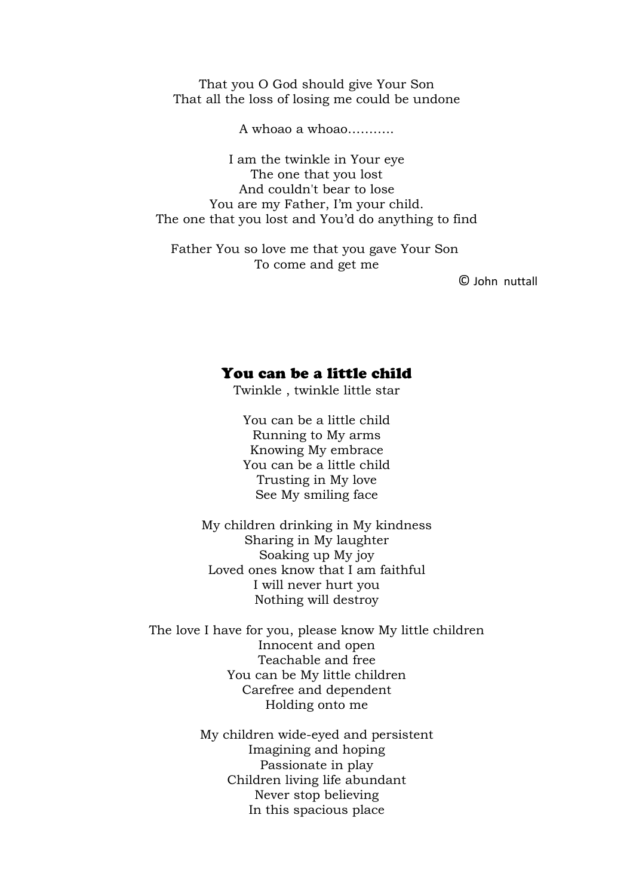That you O God should give Your Son
That all the loss of losing me could be undone

A whoao a whoao...........

I am the twinkle in Your eye
The one that you lost
And couldn't bear to lose
You are my Father, I'm your child.
The one that you lost and You'd do anything to find

Father You so love me that you gave Your Son
To come and get me

© John nuttall

## You can be a little child

Twinkle , twinkle little star

You can be a little child
Running to My arms
Knowing My embrace
You can be a little child
Trusting in My love
See My smiling face

My children drinking in My kindness
Sharing in My laughter
Soaking up My joy
Loved ones know that I am faithful
I will never hurt you
Nothing will destroy

The love I have for you, please know My little children
Innocent and open
Teachable and free
You can be My little children
Carefree and dependent
Holding onto me

My children wide-eyed and persistent
Imagining and hoping
Passionate in play
Children living life abundant
Never stop believing
In this spacious place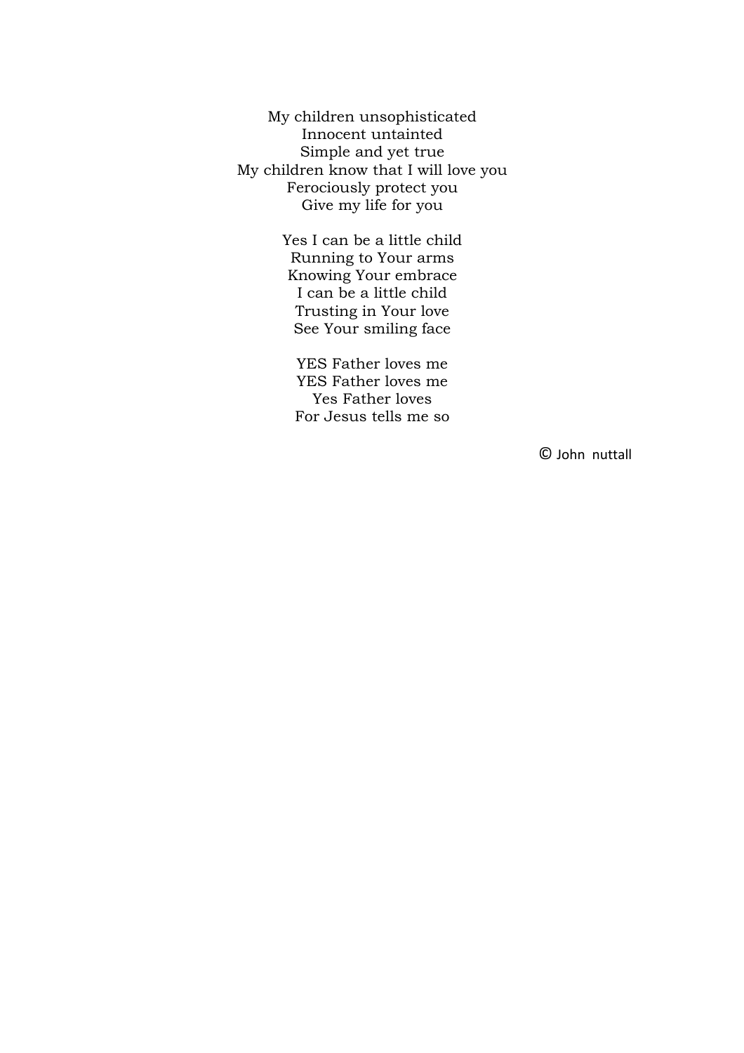My children unsophisticated  
Innocent untainted  
Simple and yet true  
My children know that I will love you  
Ferociously protect you  
Give my life for you

Yes I can be a little child  
Running to Your arms  
Knowing Your embrace  
I can be a little child  
Trusting in Your love  
See Your smiling face

YES Father loves me  
YES Father loves me  
Yes Father loves  
For Jesus tells me so

© John nuttall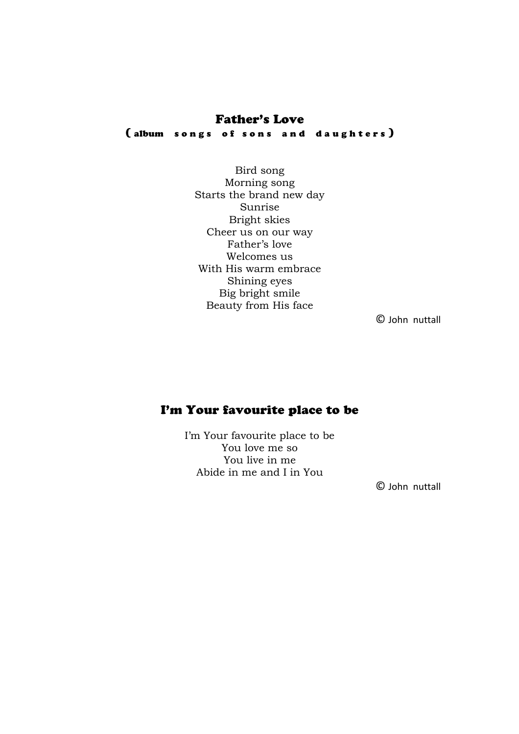## Father's Love

( album songs of sons and daughters )

Bird song  
Morning song  
Starts the brand new day  
Sunrise  
Bright skies  
Cheer us on our way  
Father's love  
Welcomes us  
With His warm embrace  
Shining eyes  
Big bright smile  
Beauty from His face

© John nuttall

## I'm Your favourite place to be

I'm Your favourite place to be  
You love me so  
You live in me  
Abide in me and I in You

© John nuttall